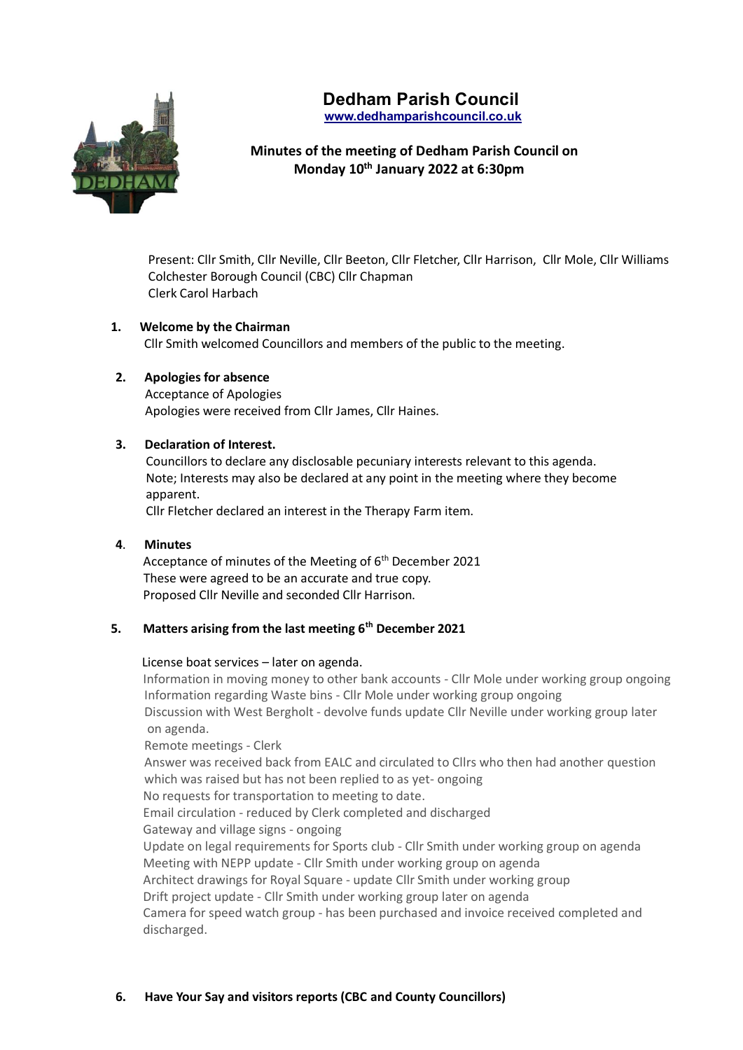# Dedham Parish Council

www.dedhamparishcouncil.co.uk

**Minutes of the meeting of Dedham Parish Council on Monday 10th January 2022 at 6:30pm**

Present: Cllr Smith, Cllr Neville, Cllr Beeton, Cllr Fletcher, Cllr Harrison, Cllr Mole, Cllr Williams
Colchester Borough Council (CBC) Cllr Chapman
Clerk Carol Harbach

**1. Welcome by the Chairman**

Cllr Smith welcomed Councillors and members of the public to the meeting.

**2. Apologies for absence**

Acceptance of Apologies
Apologies were received from Cllr James, Cllr Haines.

**3. Declaration of Interest.**

Councillors to declare any disclosable pecuniary interests relevant to this agenda.
Note; Interests may also be declared at any point in the meeting where they become apparent.
Cllr Fletcher declared an interest in the Therapy Farm item.

**4. Minutes**

Acceptance of minutes of the Meeting of 6th December 2021
These were agreed to be an accurate and true copy.
Proposed Cllr Neville and seconded Cllr Harrison.

**5. Matters arising from the last meeting 6th December 2021**

License boat services – later on agenda.
Information in moving money to other bank accounts - Cllr Mole under working group ongoing
Information regarding Waste bins - Cllr Mole under working group ongoing
Discussion with West Bergholt - devolve funds update Cllr Neville under working group later on agenda.
Remote meetings - Clerk
Answer was received back from EALC and circulated to Cllrs who then had another question which was raised but has not been replied to as yet- ongoing
No requests for transportation to meeting to date.
Email circulation - reduced by Clerk completed and discharged
Gateway and village signs - ongoing
Update on legal requirements for Sports club - Cllr Smith under working group on agenda
Meeting with NEPP update - Cllr Smith under working group on agenda
Architect drawings for Royal Square - update Cllr Smith under working group
Drift project update - Cllr Smith under working group later on agenda
Camera for speed watch group - has been purchased and invoice received completed and discharged.

**6. Have Your Say and visitors reports (CBC and County Councillors)**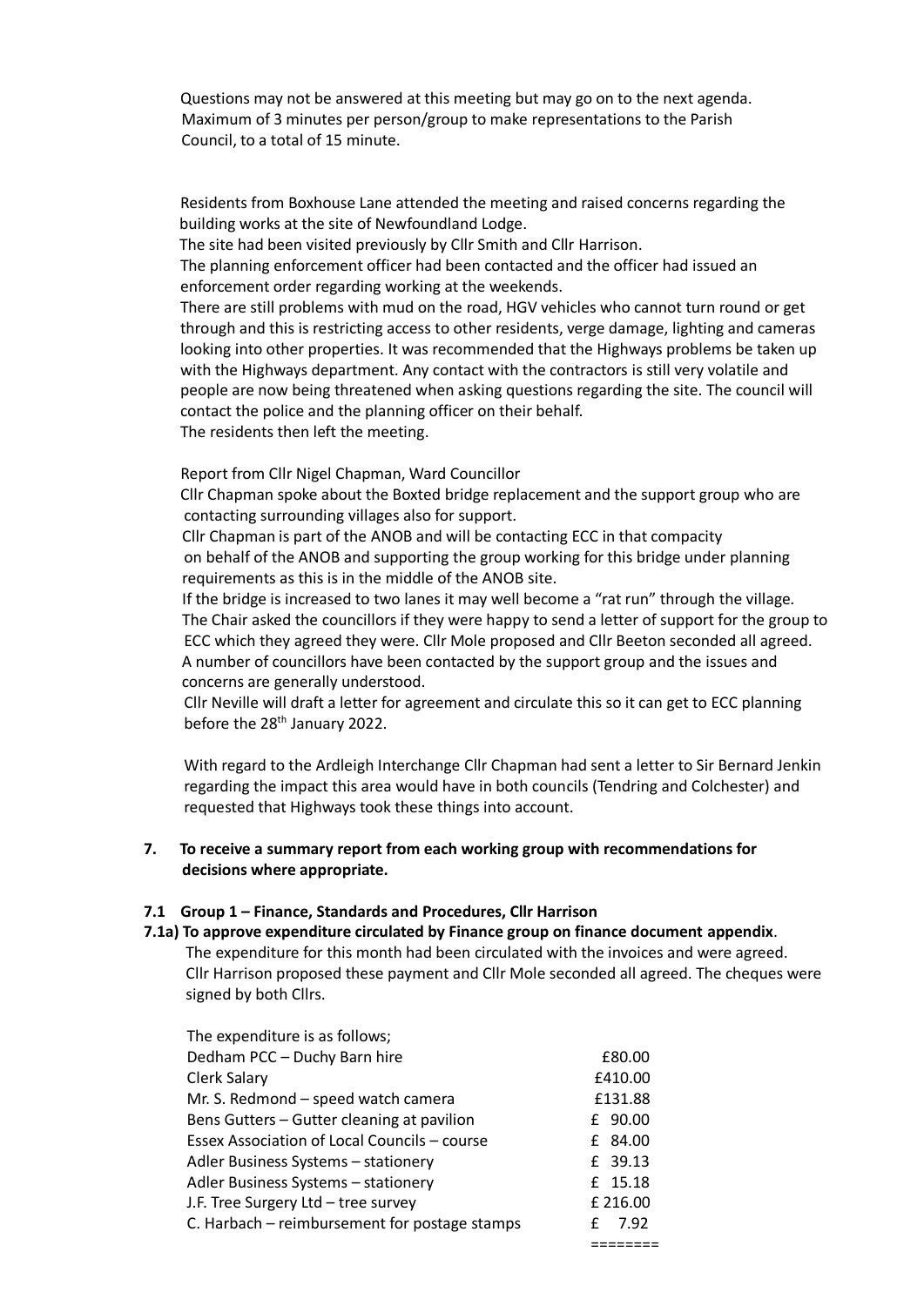Questions may not be answered at this meeting but may go on to the next agenda. Maximum of 3 minutes per person/group to make representations to the Parish Council, to a total of 15 minute.

Residents from Boxhouse Lane attended the meeting and raised concerns regarding the building works at the site of Newfoundland Lodge.
The site had been visited previously by Cllr Smith and Cllr Harrison.
The planning enforcement officer had been contacted and the officer had issued an enforcement order regarding working at the weekends.
There are still problems with mud on the road, HGV vehicles who cannot turn round or get through and this is restricting access to other residents, verge damage, lighting and cameras looking into other properties. It was recommended that the Highways problems be taken up with the Highways department. Any contact with the contractors is still very volatile and people are now being threatened when asking questions regarding the site. The council will contact the police and the planning officer on their behalf.
The residents then left the meeting.

Report from Cllr Nigel Chapman, Ward Councillor
Cllr Chapman spoke about the Boxted bridge replacement and the support group who are contacting surrounding villages also for support.
Cllr Chapman is part of the ANOB and will be contacting ECC in that compacity on behalf of the ANOB and supporting the group working for this bridge under planning requirements as this is in the middle of the ANOB site.
If the bridge is increased to two lanes it may well become a "rat run" through the village.
The Chair asked the councillors if they were happy to send a letter of support for the group to ECC which they agreed they were. Cllr Mole proposed and Cllr Beeton seconded all agreed.
A number of councillors have been contacted by the support group and the issues and concerns are generally understood.
Cllr Neville will draft a letter for agreement and circulate this so it can get to ECC planning before the 28th January 2022.

With regard to the Ardleigh Interchange Cllr Chapman had sent a letter to Sir Bernard Jenkin regarding the impact this area would have in both councils (Tendring and Colchester) and requested that Highways took these things into account.

**7. To receive a summary report from each working group with recommendations for decisions where appropriate.**

**7.1 Group 1 – Finance, Standards and Procedures, Cllr Harrison**

**7.1a) To approve expenditure circulated by Finance group on finance document appendix**.
The expenditure for this month had been circulated with the invoices and were agreed. Cllr Harrison proposed these payment and Cllr Mole seconded all agreed. The cheques were signed by both Cllrs.

The expenditure is as follows;

| | |
|---|---|
| Dedham PCC – Duchy Barn hire | £80.00 |
| Clerk Salary | £410.00 |
| Mr. S. Redmond – speed watch camera | £131.88 |
| Bens Gutters – Gutter cleaning at pavilion | £ 90.00 |
| Essex Association of Local Councils – course | £ 84.00 |
| Adler Business Systems – stationery | £ 39.13 |
| Adler Business Systems – stationery | £ 15.18 |
| J.F. Tree Surgery Ltd – tree survey | £ 216.00 |
| C. Harbach – reimbursement for postage stamps | £ 7.92 |
| | ======== |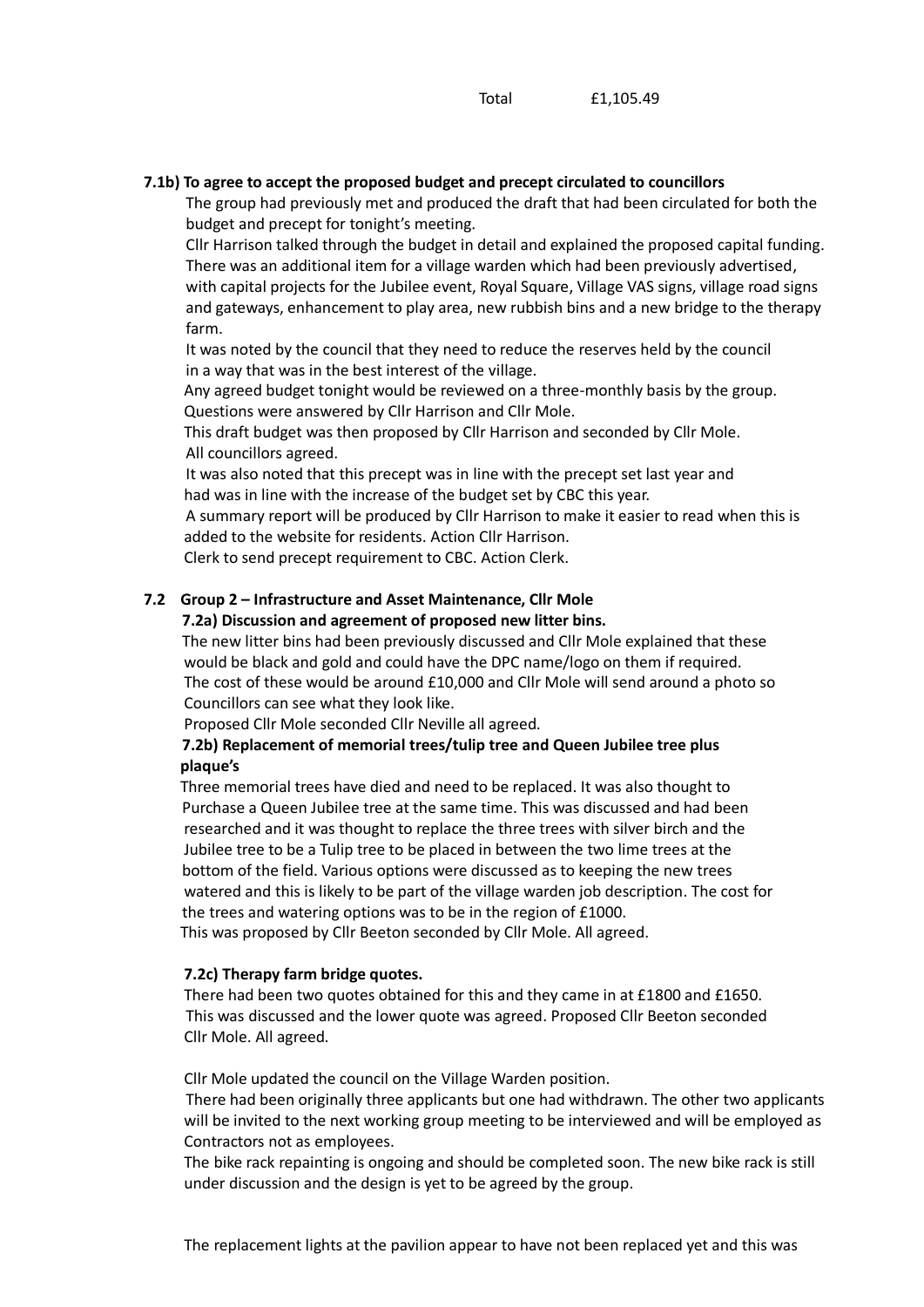Total £1,105.49

**7.1b) To agree to accept the proposed budget and precept circulated to councillors**

The group had previously met and produced the draft that had been circulated for both the budget and precept for tonight's meeting.

Cllr Harrison talked through the budget in detail and explained the proposed capital funding. There was an additional item for a village warden which had been previously advertised, with capital projects for the Jubilee event, Royal Square, Village VAS signs, village road signs and gateways, enhancement to play area, new rubbish bins and a new bridge to the therapy farm.

It was noted by the council that they need to reduce the reserves held by the council in a way that was in the best interest of the village.

Any agreed budget tonight would be reviewed on a three-monthly basis by the group.

Questions were answered by Cllr Harrison and Cllr Mole.

This draft budget was then proposed by Cllr Harrison and seconded by Cllr Mole.

All councillors agreed.

It was also noted that this precept was in line with the precept set last year and had was in line with the increase of the budget set by CBC this year.

A summary report will be produced by Cllr Harrison to make it easier to read when this is added to the website for residents. Action Cllr Harrison.

Clerk to send precept requirement to CBC. Action Clerk.

**7.2 Group 2 – Infrastructure and Asset Maintenance, Cllr Mole**

**7.2a) Discussion and agreement of proposed new litter bins.**

The new litter bins had been previously discussed and Cllr Mole explained that these would be black and gold and could have the DPC name/logo on them if required.

The cost of these would be around £10,000 and Cllr Mole will send around a photo so Councillors can see what they look like.

Proposed Cllr Mole seconded Cllr Neville all agreed.

**7.2b) Replacement of memorial trees/tulip tree and Queen Jubilee tree plus plaque's**

Three memorial trees have died and need to be replaced. It was also thought to Purchase a Queen Jubilee tree at the same time. This was discussed and had been researched and it was thought to replace the three trees with silver birch and the Jubilee tree to be a Tulip tree to be placed in between the two lime trees at the bottom of the field. Various options were discussed as to keeping the new trees watered and this is likely to be part of the village warden job description. The cost for the trees and watering options was to be in the region of £1000.

This was proposed by Cllr Beeton seconded by Cllr Mole. All agreed.

**7.2c) Therapy farm bridge quotes.**

There had been two quotes obtained for this and they came in at £1800 and £1650. This was discussed and the lower quote was agreed. Proposed Cllr Beeton seconded Cllr Mole. All agreed.

Cllr Mole updated the council on the Village Warden position.

There had been originally three applicants but one had withdrawn. The other two applicants will be invited to the next working group meeting to be interviewed and will be employed as Contractors not as employees.

The bike rack repainting is ongoing and should be completed soon. The new bike rack is still under discussion and the design is yet to be agreed by the group.

The replacement lights at the pavilion appear to have not been replaced yet and this was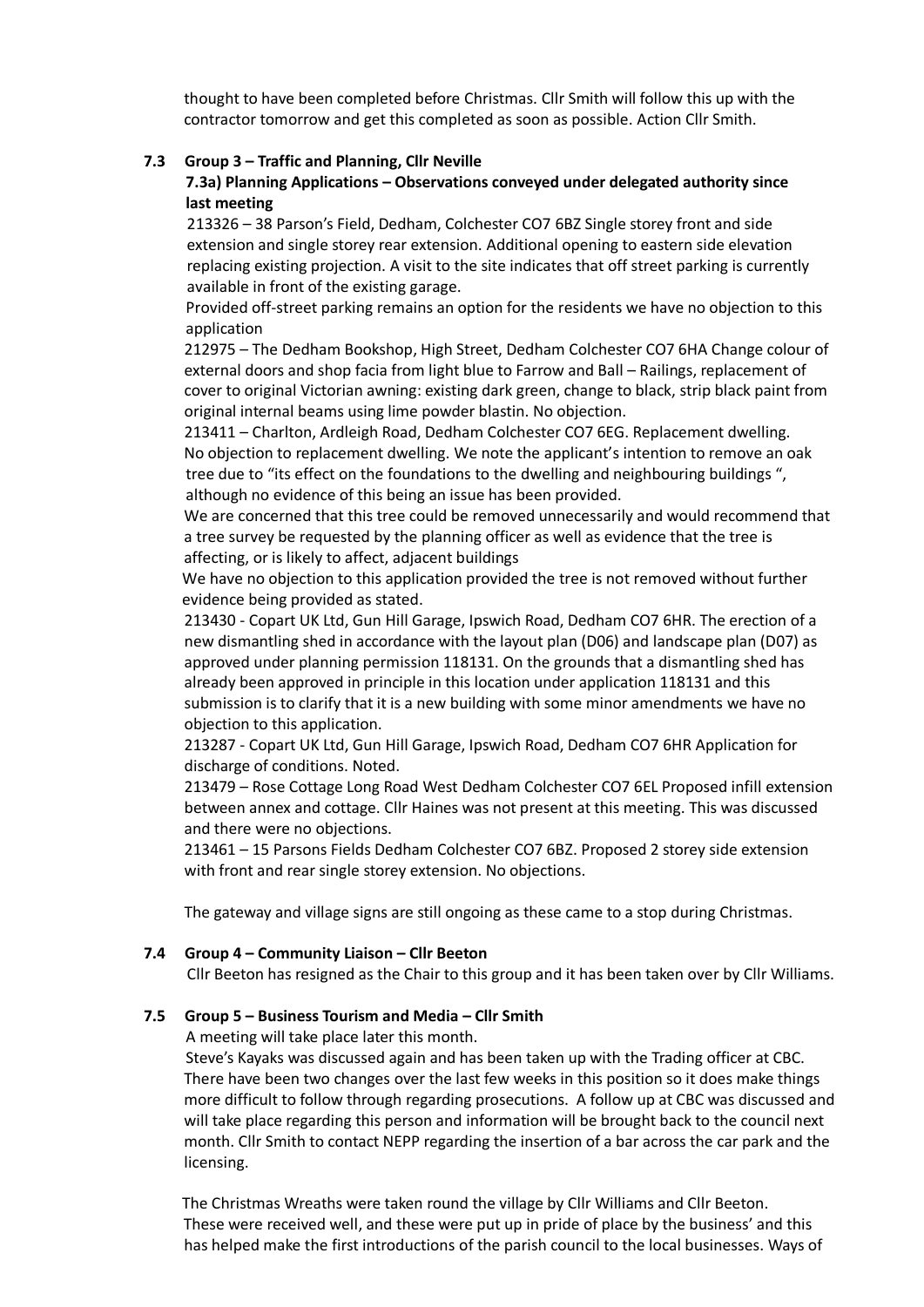thought to have been completed before Christmas. Cllr Smith will follow this up with the contractor tomorrow and get this completed as soon as possible. Action Cllr Smith.

**7.3 Group 3 – Traffic and Planning, Cllr Neville**

**7.3a) Planning Applications – Observations conveyed under delegated authority since last meeting**

213326 – 38 Parson's Field, Dedham, Colchester CO7 6BZ Single storey front and side extension and single storey rear extension. Additional opening to eastern side elevation replacing existing projection. A visit to the site indicates that off street parking is currently available in front of the existing garage.

Provided off-street parking remains an option for the residents we have no objection to this application

212975 – The Dedham Bookshop, High Street, Dedham Colchester CO7 6HA Change colour of external doors and shop facia from light blue to Farrow and Ball – Railings, replacement of cover to original Victorian awning: existing dark green, change to black, strip black paint from original internal beams using lime powder blastin. No objection.

213411 – Charlton, Ardleigh Road, Dedham Colchester CO7 6EG. Replacement dwelling. No objection to replacement dwelling. We note the applicant's intention to remove an oak tree due to "its effect on the foundations to the dwelling and neighbouring buildings ", although no evidence of this being an issue has been provided.

We are concerned that this tree could be removed unnecessarily and would recommend that a tree survey be requested by the planning officer as well as evidence that the tree is affecting, or is likely to affect, adjacent buildings

We have no objection to this application provided the tree is not removed without further evidence being provided as stated.

213430 - Copart UK Ltd, Gun Hill Garage, Ipswich Road, Dedham CO7 6HR. The erection of a new dismantling shed in accordance with the layout plan (D06) and landscape plan (D07) as approved under planning permission 118131. On the grounds that a dismantling shed has already been approved in principle in this location under application 118131 and this submission is to clarify that it is a new building with some minor amendments we have no objection to this application.

213287 - Copart UK Ltd, Gun Hill Garage, Ipswich Road, Dedham CO7 6HR Application for discharge of conditions. Noted.

213479 – Rose Cottage Long Road West Dedham Colchester CO7 6EL Proposed infill extension between annex and cottage. Cllr Haines was not present at this meeting. This was discussed and there were no objections.

213461 – 15 Parsons Fields Dedham Colchester CO7 6BZ. Proposed 2 storey side extension with front and rear single storey extension. No objections.

The gateway and village signs are still ongoing as these came to a stop during Christmas.

**7.4 Group 4 – Community Liaison – Cllr Beeton**

Cllr Beeton has resigned as the Chair to this group and it has been taken over by Cllr Williams.

**7.5 Group 5 – Business Tourism and Media – Cllr Smith**

A meeting will take place later this month.

Steve's Kayaks was discussed again and has been taken up with the Trading officer at CBC. There have been two changes over the last few weeks in this position so it does make things more difficult to follow through regarding prosecutions. A follow up at CBC was discussed and will take place regarding this person and information will be brought back to the council next month. Cllr Smith to contact NEPP regarding the insertion of a bar across the car park and the licensing.

The Christmas Wreaths were taken round the village by Cllr Williams and Cllr Beeton. These were received well, and these were put up in pride of place by the business' and this has helped make the first introductions of the parish council to the local businesses. Ways of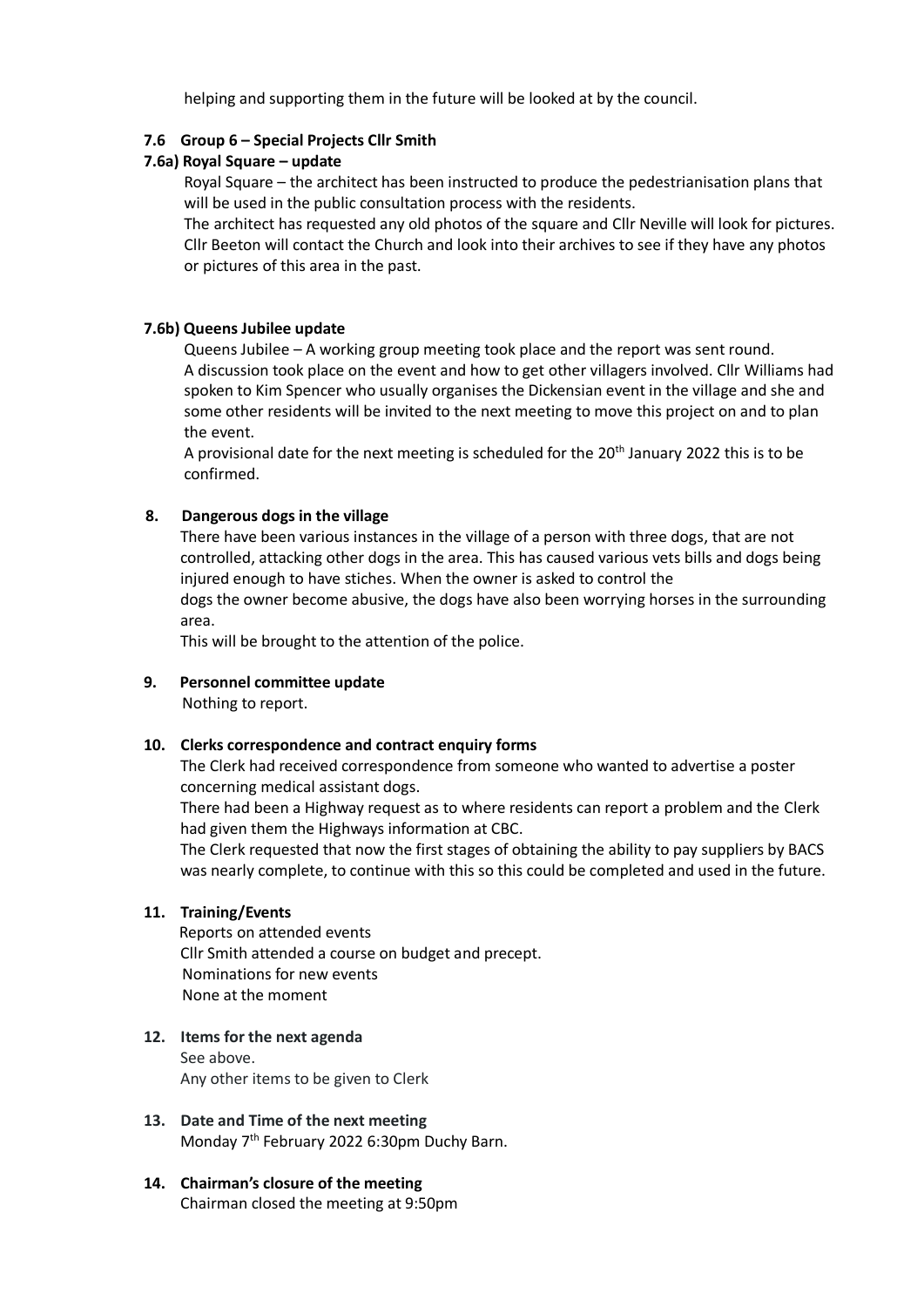helping and supporting them in the future will be looked at by the council.

**7.6 Group 6 – Special Projects Cllr Smith**

**7.6a) Royal Square – update**

Royal Square – the architect has been instructed to produce the pedestrianisation plans that will be used in the public consultation process with the residents.
The architect has requested any old photos of the square and Cllr Neville will look for pictures.
Cllr Beeton will contact the Church and look into their archives to see if they have any photos or pictures of this area in the past.

**7.6b) Queens Jubilee update**

Queens Jubilee – A working group meeting took place and the report was sent round.
A discussion took place on the event and how to get other villagers involved. Cllr Williams had spoken to Kim Spencer who usually organises the Dickensian event in the village and she and some other residents will be invited to the next meeting to move this project on and to plan the event.
A provisional date for the next meeting is scheduled for the 20th January 2022 this is to be confirmed.

**8. Dangerous dogs in the village**

There have been various instances in the village of a person with three dogs, that are not controlled, attacking other dogs in the area. This has caused various vets bills and dogs being injured enough to have stiches. When the owner is asked to control the
dogs the owner become abusive, the dogs have also been worrying horses in the surrounding area.
This will be brought to the attention of the police.

**9. Personnel committee update**

Nothing to report.

**10. Clerks correspondence and contract enquiry forms**

The Clerk had received correspondence from someone who wanted to advertise a poster concerning medical assistant dogs.
There had been a Highway request as to where residents can report a problem and the Clerk had given them the Highways information at CBC.
The Clerk requested that now the first stages of obtaining the ability to pay suppliers by BACS was nearly complete, to continue with this so this could be completed and used in the future.

**11. Training/Events**

Reports on attended events
Cllr Smith attended a course on budget and precept.
Nominations for new events
None at the moment

**12. Items for the next agenda**

See above.
Any other items to be given to Clerk

**13. Date and Time of the next meeting**

Monday 7th February 2022 6:30pm Duchy Barn.

**14. Chairman's closure of the meeting**

Chairman closed the meeting at 9:50pm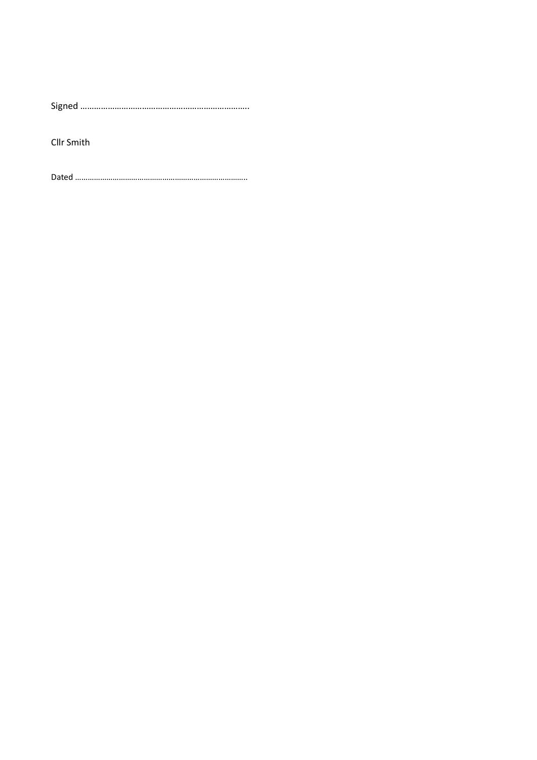Signed …………………………………………………………………..

Cllr Smith

Dated ……………………………………………………………………….